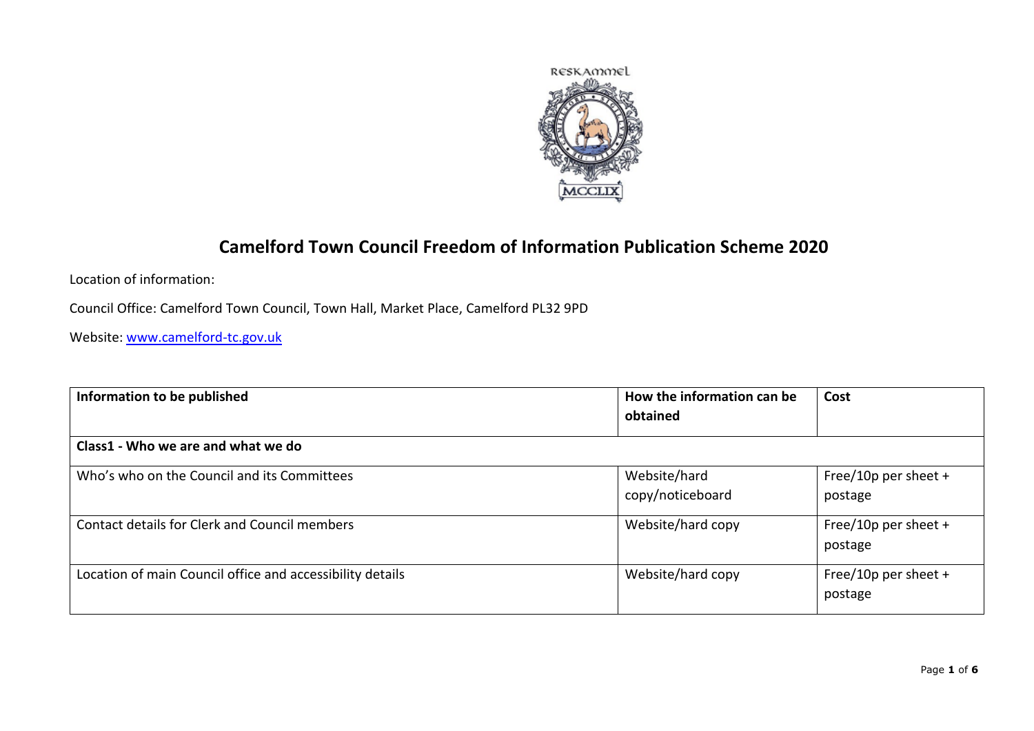# Camelford Town Council Freedom of Information Publication Scheme 2020

Location of information:

Council Office: Camelford Town Council, Town Hall, Market Place, Camelford PL32 9PD

Website: [www.camelford-tc.gov.uk](www.camelford-tc.gov.uk)

| Information to be published | How the information can be obtained | Cost |
|---|---|---|
| **Class1 - Who we are and what we do** | | |
| Who's who on the Council and its Committees | Website/hard copy/noticeboard | Free/10p per sheet + postage |
| Contact details for Clerk and Council members | Website/hard copy | Free/10p per sheet + postage |
| Location of main Council office and accessibility details | Website/hard copy | Free/10p per sheet + postage |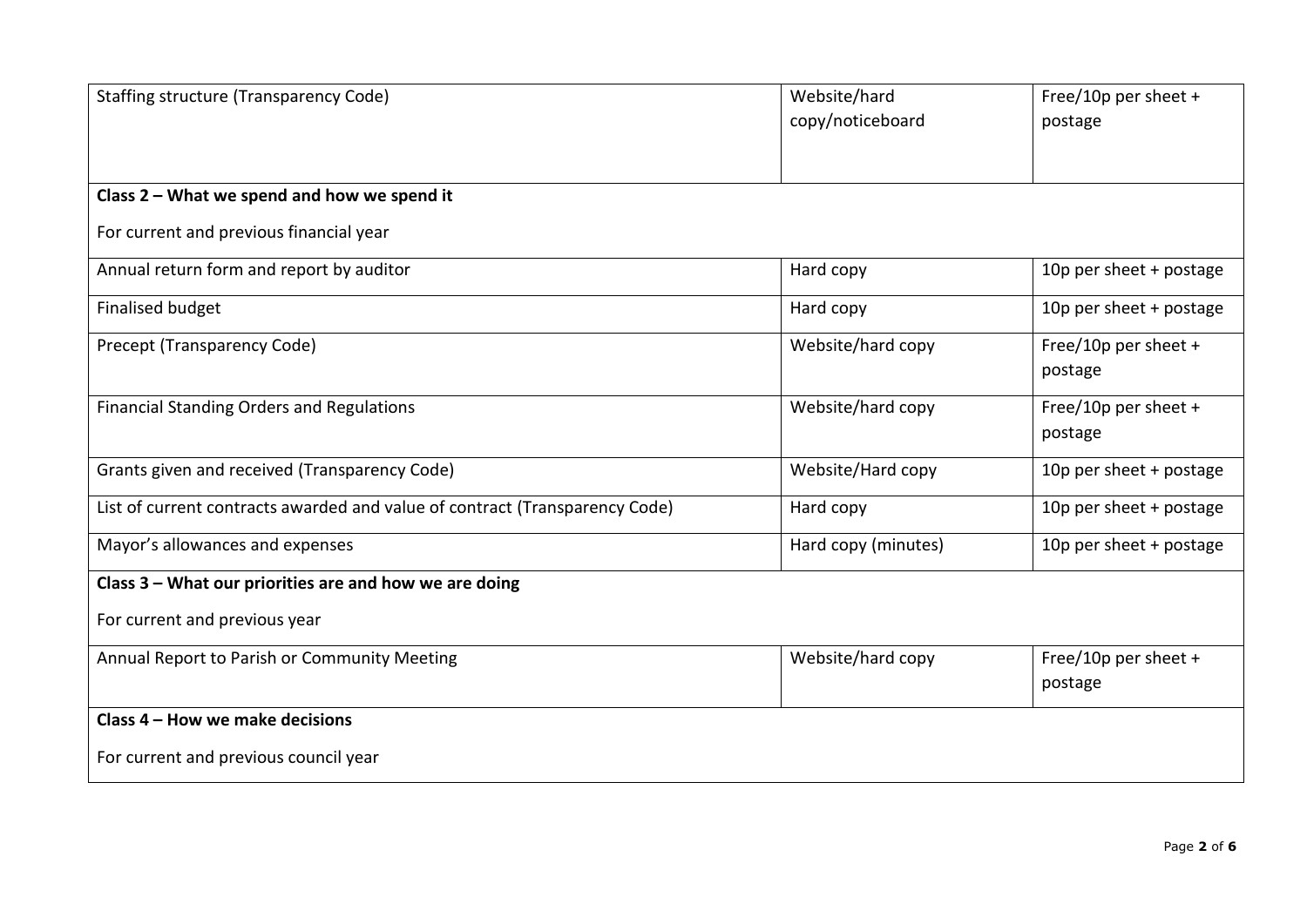| | | |
|---|---|---|
| Staffing structure (Transparency Code) | Website/hard copy/noticeboard | Free/10p per sheet + postage |
| **Class 2 – What we spend and how we spend it**<br><br>For current and previous financial year | | |
| Annual return form and report by auditor | Hard copy | 10p per sheet + postage |
| Finalised budget | Hard copy | 10p per sheet + postage |
| Precept (Transparency Code) | Website/hard copy | Free/10p per sheet + postage |
| Financial Standing Orders and Regulations | Website/hard copy | Free/10p per sheet + postage |
| Grants given and received (Transparency Code) | Website/Hard copy | 10p per sheet + postage |
| List of current contracts awarded and value of contract (Transparency Code) | Hard copy | 10p per sheet + postage |
| Mayor's allowances and expenses | Hard copy (minutes) | 10p per sheet + postage |
| **Class 3 – What our priorities are and how we are doing**<br><br>For current and previous year | | |
| Annual Report to Parish or Community Meeting | Website/hard copy | Free/10p per sheet + postage |
| **Class 4 – How we make decisions**<br><br>For current and previous council year | | |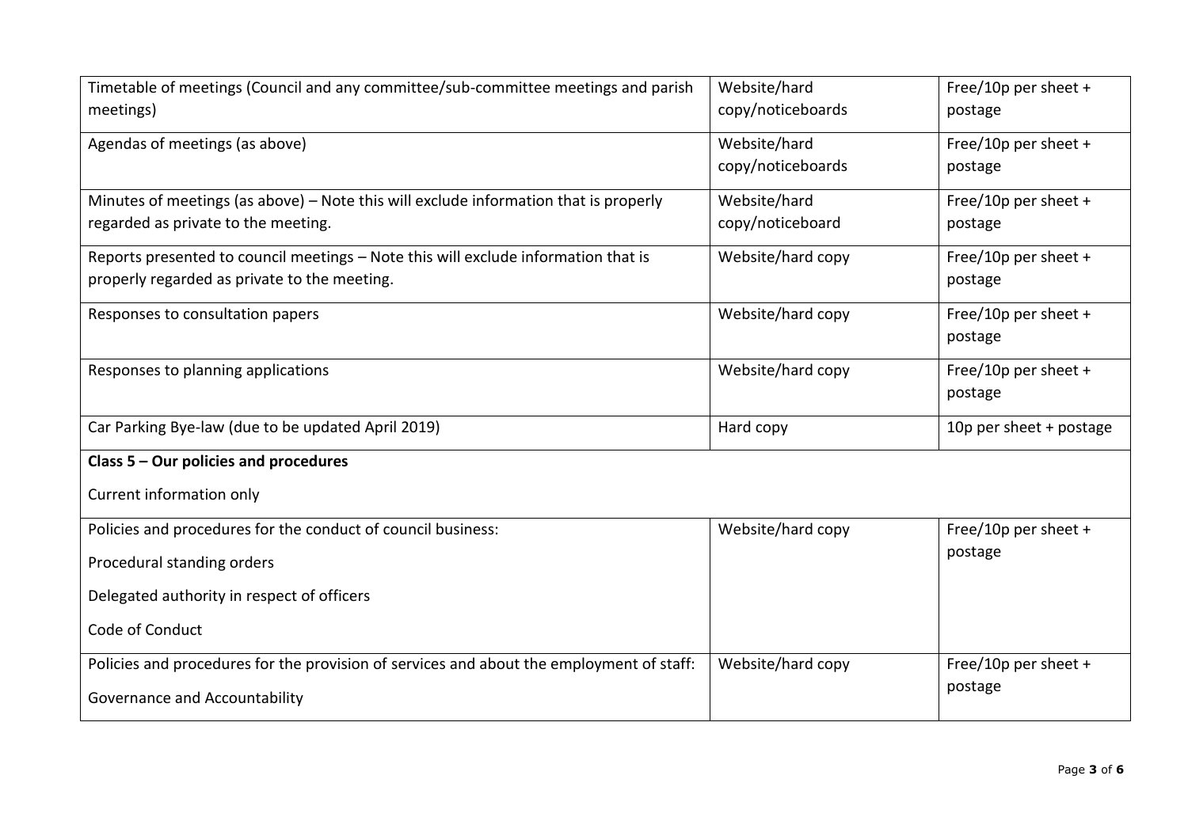| | | |
|---|---|---|
| Timetable of meetings (Council and any committee/sub-committee meetings and parish meetings) | Website/hard copy/noticeboards | Free/10p per sheet + postage |
| Agendas of meetings (as above) | Website/hard copy/noticeboards | Free/10p per sheet + postage |
| Minutes of meetings (as above) – Note this will exclude information that is properly regarded as private to the meeting. | Website/hard copy/noticeboard | Free/10p per sheet + postage |
| Reports presented to council meetings – Note this will exclude information that is properly regarded as private to the meeting. | Website/hard copy | Free/10p per sheet + postage |
| Responses to consultation papers | Website/hard copy | Free/10p per sheet + postage |
| Responses to planning applications | Website/hard copy | Free/10p per sheet + postage |
| Car Parking Bye-law (due to be updated April 2019) | Hard copy | 10p per sheet + postage |
| **Class 5 – Our policies and procedures**<br><br>Current information only | | |
| Policies and procedures for the conduct of council business:<br><br>Procedural standing orders<br><br>Delegated authority in respect of officers<br><br>Code of Conduct | Website/hard copy | Free/10p per sheet + postage |
| Policies and procedures for the provision of services and about the employment of staff:<br><br>Governance and Accountability | Website/hard copy | Free/10p per sheet + postage |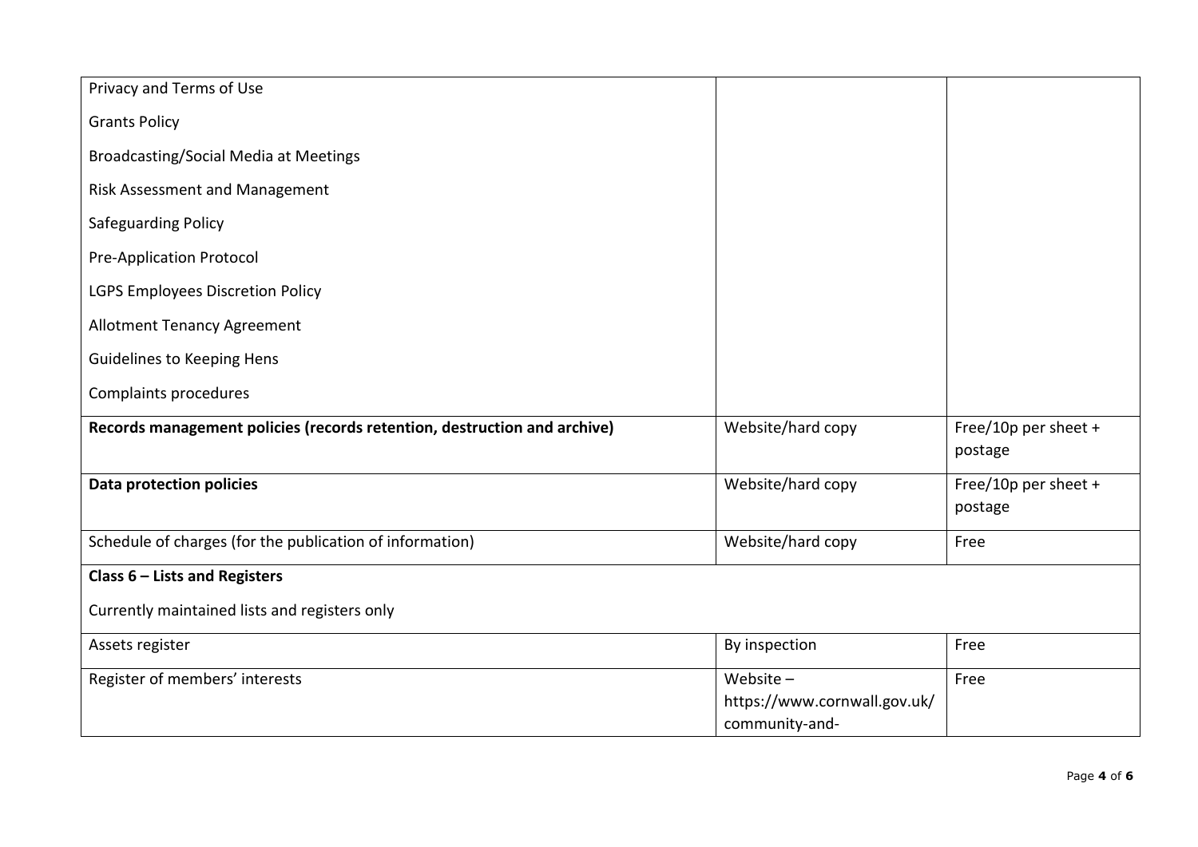| | | |
|---|---|---|
| Privacy and Terms of Use<br><br>Grants Policy<br><br>Broadcasting/Social Media at Meetings<br><br>Risk Assessment and Management<br><br>Safeguarding Policy<br><br>Pre-Application Protocol<br><br>LGPS Employees Discretion Policy<br><br>Allotment Tenancy Agreement<br><br>Guidelines to Keeping Hens<br><br>Complaints procedures | | |
| **Records management policies (records retention, destruction and archive)** | Website/hard copy | Free/10p per sheet + postage |
| **Data protection policies** | Website/hard copy | Free/10p per sheet + postage |
| Schedule of charges (for the publication of information) | Website/hard copy | Free |
| **Class 6 – Lists and Registers**<br><br>Currently maintained lists and registers only | | |
| Assets register | By inspection | Free |
| Register of members' interests | Website – https://www.cornwall.gov.uk/community-and- | Free |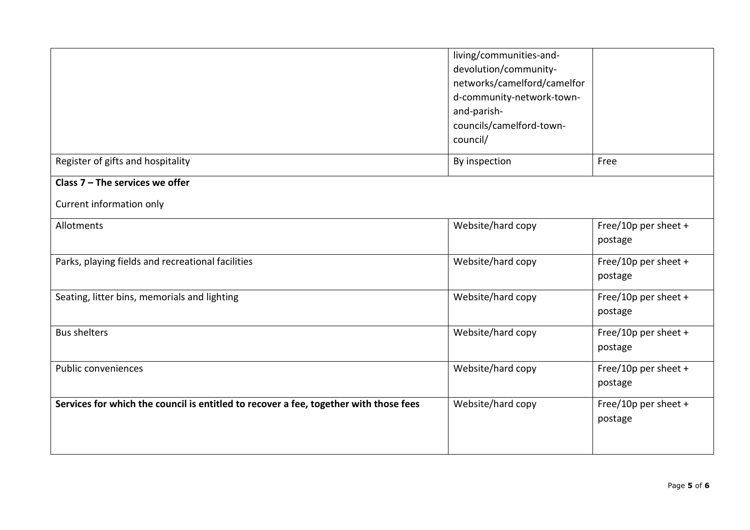| | | |
|---|---|---|
| | living/communities-and-devolution/community-networks/camelford/camelford-community-network-town-and-parish-councils/camelford-town-council/ | |
| Register of gifts and hospitality | By inspection | Free |
| **Class 7 – The services we offer**<br><br>Current information only | | |
| Allotments | Website/hard copy | Free/10p per sheet + postage |
| Parks, playing fields and recreational facilities | Website/hard copy | Free/10p per sheet + postage |
| Seating, litter bins, memorials and lighting | Website/hard copy | Free/10p per sheet + postage |
| Bus shelters | Website/hard copy | Free/10p per sheet + postage |
| Public conveniences | Website/hard copy | Free/10p per sheet + postage |
| **Services for which the council is entitled to recover a fee, together with those fees** | Website/hard copy | Free/10p per sheet + postage |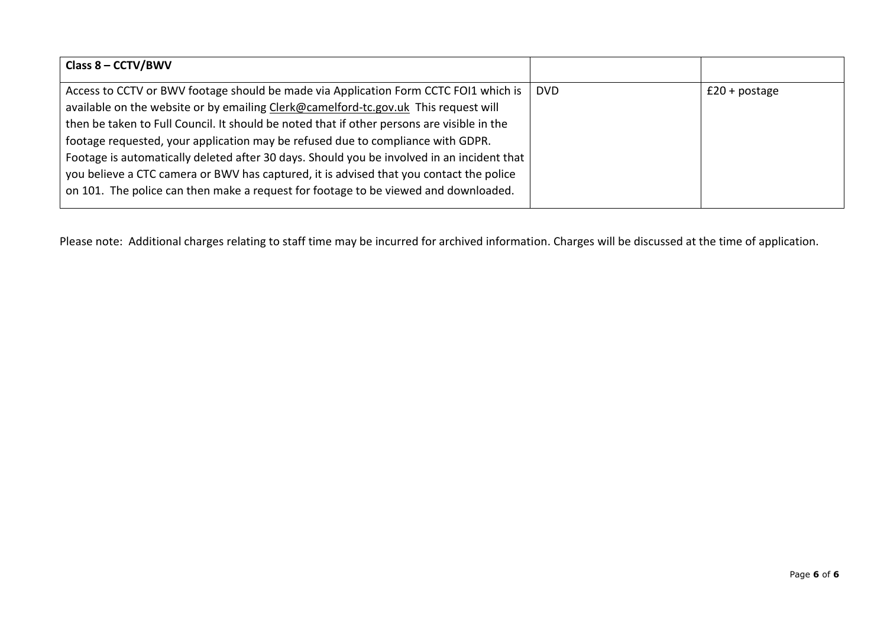| Class 8 – CCTV/BWV | | |
|---|---|---|
| Access to CCTV or BWV footage should be made via Application Form CCTC FOI1 which is available on the website or by emailing Clerk@camelford-tc.gov.uk This request will then be taken to Full Council. It should be noted that if other persons are visible in the footage requested, your application may be refused due to compliance with GDPR. Footage is automatically deleted after 30 days. Should you be involved in an incident that you believe a CTC camera or BWV has captured, it is advised that you contact the police on 101. The police can then make a request for footage to be viewed and downloaded. | DVD | £20 + postage |

Please note: Additional charges relating to staff time may be incurred for archived information. Charges will be discussed at the time of application.